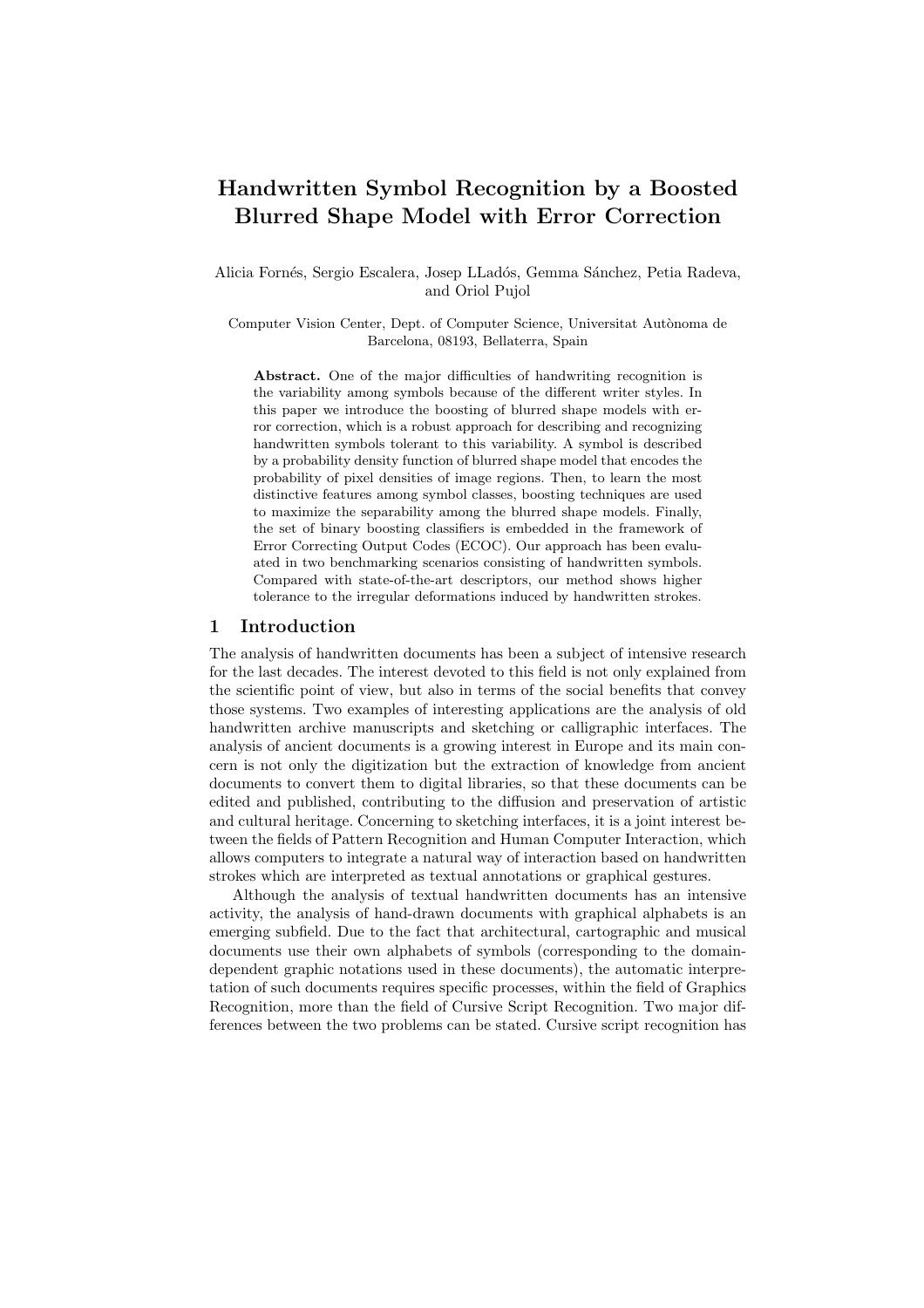# Handwritten Symbol Recognition by a Boosted Blurred Shape Model with Error Correction

Alicia Fornés, Sergio Escalera, Josep LLadós, Gemma Sánchez, Petia Radeva, and Oriol Pujol

Computer Vision Center, Dept. of Computer Science, Universitat Autònoma de Barcelona, 08193, Bellaterra, Spain

**Abstract.** One of the major difficulties of handwriting recognition is the variability among symbols because of the different writer styles. In this paper we introduce the boosting of blurred shape models with error correction, which is a robust approach for describing and recognizing handwritten symbols tolerant to this variability. A symbol is described by a probability density function of blurred shape model that encodes the probability of pixel densities of image regions. Then, to learn the most distinctive features among symbol classes, boosting techniques are used to maximize the separability among the blurred shape models. Finally, the set of binary boosting classifiers is embedded in the framework of Error Correcting Output Codes (ECOC). Our approach has been evaluated in two benchmarking scenarios consisting of handwritten symbols. Compared with state-of-the-art descriptors, our method shows higher tolerance to the irregular deformations induced by handwritten strokes.

## 1 Introduction

The analysis of handwritten documents has been a subject of intensive research for the last decades. The interest devoted to this field is not only explained from the scientific point of view, but also in terms of the social benefits that convey those systems. Two examples of interesting applications are the analysis of old handwritten archive manuscripts and sketching or calligraphic interfaces. The analysis of ancient documents is a growing interest in Europe and its main concern is not only the digitization but the extraction of knowledge from ancient documents to convert them to digital libraries, so that these documents can be edited and published, contributing to the diffusion and preservation of artistic and cultural heritage. Concerning to sketching interfaces, it is a joint interest between the fields of Pattern Recognition and Human Computer Interaction, which allows computers to integrate a natural way of interaction based on handwritten strokes which are interpreted as textual annotations or graphical gestures.

Although the analysis of textual handwritten documents has an intensive activity, the analysis of hand-drawn documents with graphical alphabets is an emerging subfield. Due to the fact that architectural, cartographic and musical documents use their own alphabets of symbols (corresponding to the domain-dependent graphic notations used in these documents), the automatic interpretation of such documents requires specific processes, within the field of Graphics Recognition, more than the field of Cursive Script Recognition. Two major differences between the two problems can be stated. Cursive script recognition has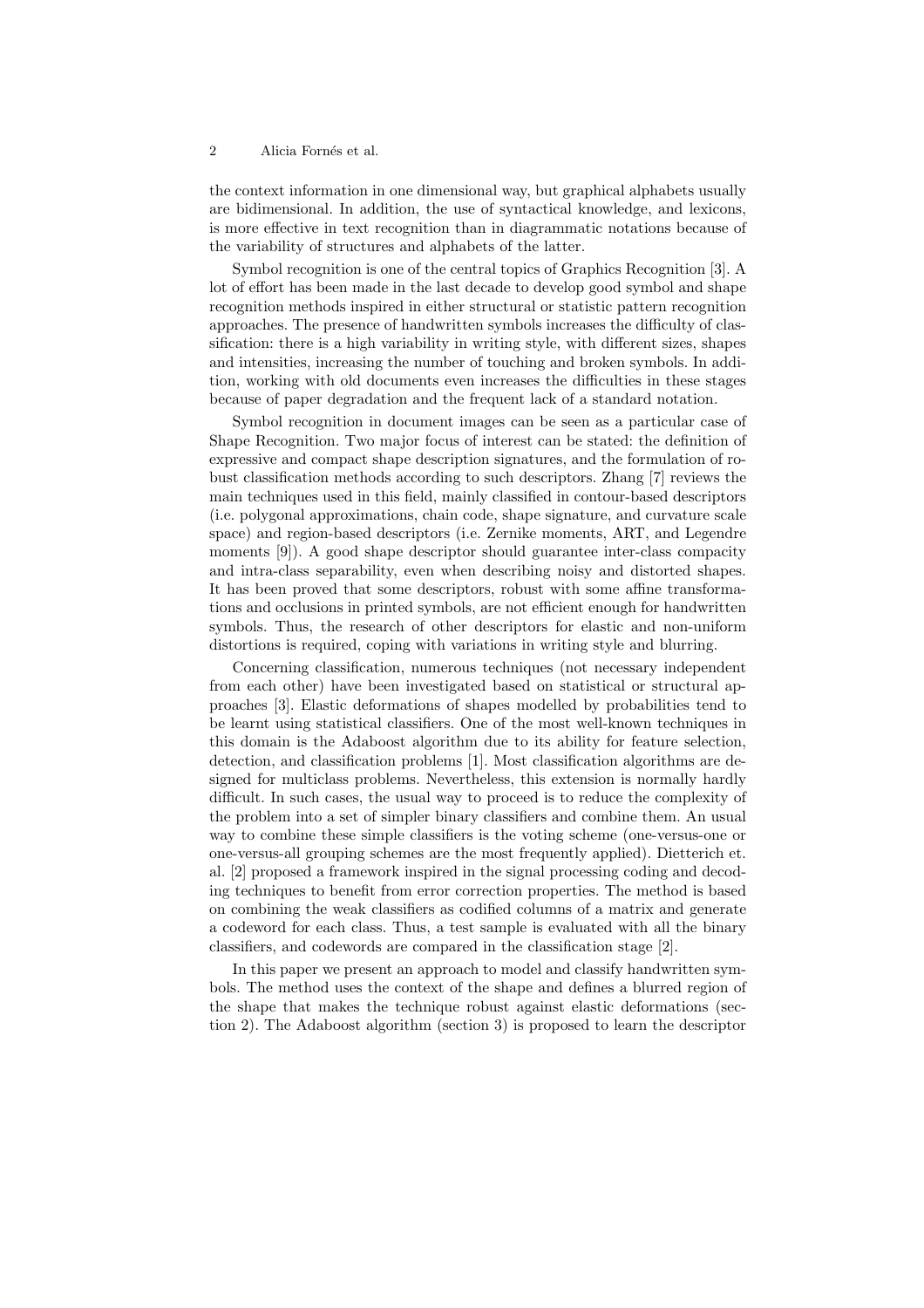the context information in one dimensional way, but graphical alphabets usually are bidimensional. In addition, the use of syntactical knowledge, and lexicons, is more effective in text recognition than in diagrammatic notations because of the variability of structures and alphabets of the latter.

Symbol recognition is one of the central topics of Graphics Recognition [3]. A lot of effort has been made in the last decade to develop good symbol and shape recognition methods inspired in either structural or statistic pattern recognition approaches. The presence of handwritten symbols increases the difficulty of classification: there is a high variability in writing style, with different sizes, shapes and intensities, increasing the number of touching and broken symbols. In addition, working with old documents even increases the difficulties in these stages because of paper degradation and the frequent lack of a standard notation.

Symbol recognition in document images can be seen as a particular case of Shape Recognition. Two major focus of interest can be stated: the definition of expressive and compact shape description signatures, and the formulation of robust classification methods according to such descriptors. Zhang [7] reviews the main techniques used in this field, mainly classified in contour-based descriptors (i.e. polygonal approximations, chain code, shape signature, and curvature scale space) and region-based descriptors (i.e. Zernike moments, ART, and Legendre moments [9]). A good shape descriptor should guarantee inter-class compacity and intra-class separability, even when describing noisy and distorted shapes. It has been proved that some descriptors, robust with some affine transformations and occlusions in printed symbols, are not efficient enough for handwritten symbols. Thus, the research of other descriptors for elastic and non-uniform distortions is required, coping with variations in writing style and blurring.

Concerning classification, numerous techniques (not necessary independent from each other) have been investigated based on statistical or structural approaches [3]. Elastic deformations of shapes modelled by probabilities tend to be learnt using statistical classifiers. One of the most well-known techniques in this domain is the Adaboost algorithm due to its ability for feature selection, detection, and classification problems [1]. Most classification algorithms are designed for multiclass problems. Nevertheless, this extension is normally hardly difficult. In such cases, the usual way to proceed is to reduce the complexity of the problem into a set of simpler binary classifiers and combine them. An usual way to combine these simple classifiers is the voting scheme (one-versus-one or one-versus-all grouping schemes are the most frequently applied). Dietterich et. al. [2] proposed a framework inspired in the signal processing coding and decoding techniques to benefit from error correction properties. The method is based on combining the weak classifiers as codified columns of a matrix and generate a codeword for each class. Thus, a test sample is evaluated with all the binary classifiers, and codewords are compared in the classification stage [2].

In this paper we present an approach to model and classify handwritten symbols. The method uses the context of the shape and defines a blurred region of the shape that makes the technique robust against elastic deformations (section 2). The Adaboost algorithm (section 3) is proposed to learn the descriptor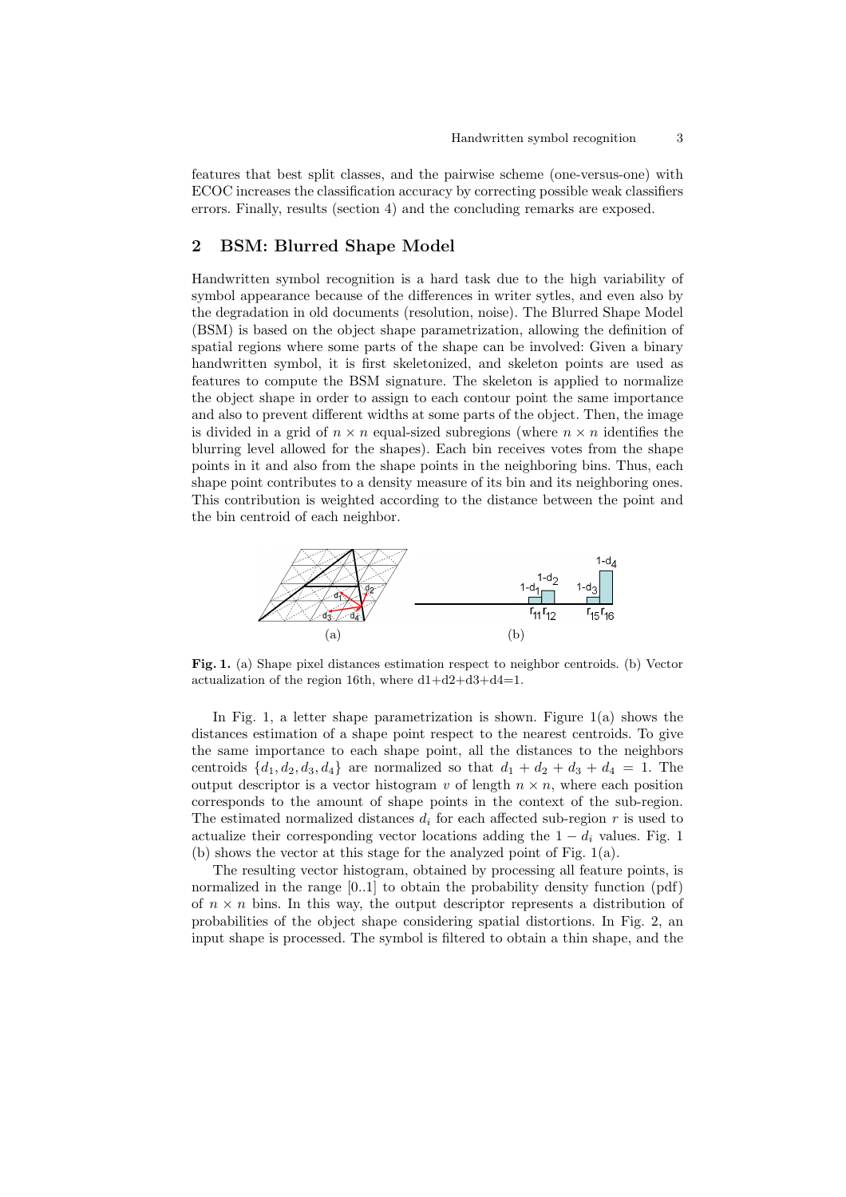features that best split classes, and the pairwise scheme (one-versus-one) with ECOC increases the classification accuracy by correcting possible weak classifiers errors. Finally, results (section 4) and the concluding remarks are exposed.

## 2 BSM: Blurred Shape Model

Handwritten symbol recognition is a hard task due to the high variability of symbol appearance because of the differences in writer sytles, and even also by the degradation in old documents (resolution, noise). The Blurred Shape Model (BSM) is based on the object shape parametrization, allowing the definition of spatial regions where some parts of the shape can be involved: Given a binary handwritten symbol, it is first skeletonized, and skeleton points are used as features to compute the BSM signature. The skeleton is applied to normalize the object shape in order to assign to each contour point the same importance and also to prevent different widths at some parts of the object. Then, the image is divided in a grid of $n \times n$ equal-sized subregions (where $n \times n$ identifies the blurring level allowed for the shapes). Each bin receives votes from the shape points in it and also from the shape points in the neighboring bins. Thus, each shape point contributes to a density measure of its bin and its neighboring ones. This contribution is weighted according to the distance between the point and the bin centroid of each neighbor.

**Fig. 1.** (a) Shape pixel distances estimation respect to neighbor centroids. (b) Vector actualization of the region 16th, where d1+d2+d3+d4=1.

In Fig. 1, a letter shape parametrization is shown. Figure 1(a) shows the distances estimation of a shape point respect to the nearest centroids. To give the same importance to each shape point, all the distances to the neighbors centroids $\{d_1, d_2, d_3, d_4\}$ are normalized so that $d_1 + d_2 + d_3 + d_4 = 1$. The output descriptor is a vector histogram $v$ of length $n \times n$, where each position corresponds to the amount of shape points in the context of the sub-region. The estimated normalized distances $d_i$ for each affected sub-region $r$ is used to actualize their corresponding vector locations adding the $1 - d_i$ values. Fig. 1 (b) shows the vector at this stage for the analyzed point of Fig. 1(a).

The resulting vector histogram, obtained by processing all feature points, is normalized in the range [0..1] to obtain the probability density function (pdf) of $n \times n$ bins. In this way, the output descriptor represents a distribution of probabilities of the object shape considering spatial distortions. In Fig. 2, an input shape is processed. The symbol is filtered to obtain a thin shape, and the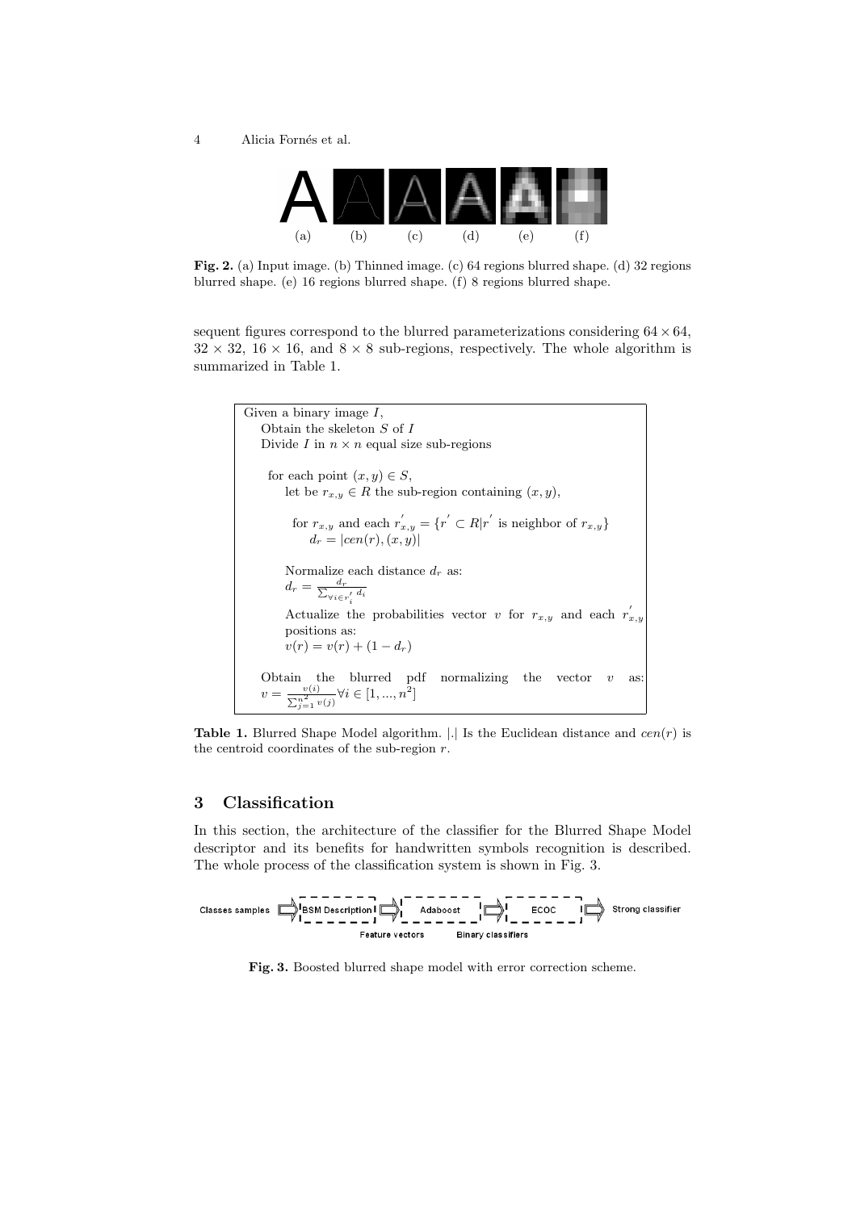**Fig. 2.** (a) Input image. (b) Thinned image. (c) 64 regions blurred shape. (d) 32 regions blurred shape. (e) 16 regions blurred shape. (f) 8 regions blurred shape.

sequent figures correspond to the blurred parameterizations considering $64 \times 64$, $32 \times 32$, $16 \times 16$, and $8 \times 8$ sub-regions, respectively. The whole algorithm is summarized in Table 1.

> Given a binary image $I$,
>
> Obtain the skeleton $S$ of $I$
>
> Divide $I$ in $n \times n$ equal size sub-regions
>
> for each point $(x, y) \in S$,
>
> let be $r_{x,y} \in R$ the sub-region containing $(x, y)$,
>
> for $r_{x,y}$ and each $r^{'}_{x,y} = \{r^{'} \subset R | r^{'} \text{ is neighbor of } r_{x,y}\}$
>
> $d_r = |cen(r), (x, y)|$
>
> Normalize each distance $d_r$ as:
>
> $d_r = \frac{d_r}{\sum_{\forall i \in r^{'}_i} d_i}$
>
> Actualize the probabilities vector $v$ for $r_{x,y}$ and each $r^{'}_{x,y}$ positions as:
>
> $v(r) = v(r) + (1 - d_r)$
>
> Obtain the blurred pdf normalizing the vector $v$ as: $v = \frac{v(i)}{\sum_{j=1}^{n^2} v(j)} \forall i \in [1, ..., n^2]$

**Table 1.** Blurred Shape Model algorithm. $|.|$ Is the Euclidean distance and $cen(r)$ is the centroid coordinates of the sub-region $r$.

## 3 Classification

In this section, the architecture of the classifier for the Blurred Shape Model descriptor and its benefits for handwritten symbols recognition is described. The whole process of the classification system is shown in Fig. 3.

Classes samples → BSM Description → Adaboost → ECOC → Strong classifier

Feature vectors    Binary classifiers

**Fig. 3.** Boosted blurred shape model with error correction scheme.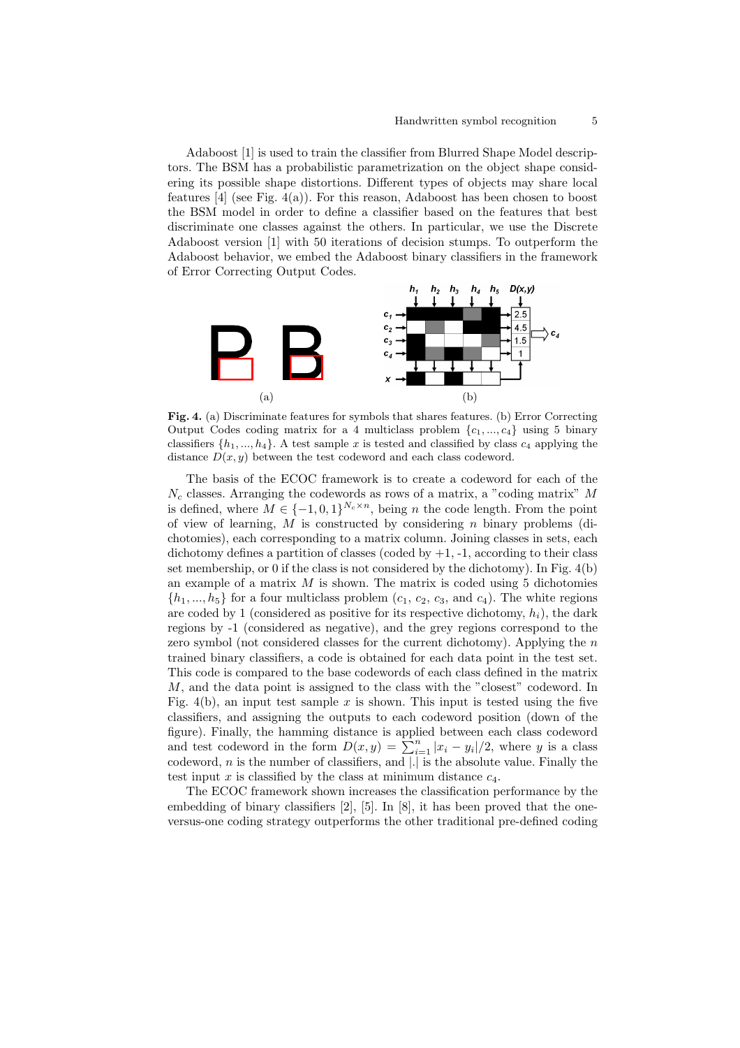Adaboost [1] is used to train the classifier from Blurred Shape Model descriptors. The BSM has a probabilistic parametrization on the object shape considering its possible shape distortions. Different types of objects may share local features [4] (see Fig. 4(a)). For this reason, Adaboost has been chosen to boost the BSM model in order to define a classifier based on the features that best discriminate one classes against the others. In particular, we use the Discrete Adaboost version [1] with 50 iterations of decision stumps. To outperform the Adaboost behavior, we embed the Adaboost binary classifiers in the framework of Error Correcting Output Codes.

**Fig. 4.** (a) Discriminate features for symbols that shares features. (b) Error Correcting Output Codes coding matrix for a 4 multiclass problem $\{c_1, ..., c_4\}$ using 5 binary classifiers $\{h_1, ..., h_4\}$. A test sample $x$ is tested and classified by class $c_4$ applying the distance $D(x, y)$ between the test codeword and each class codeword.

The basis of the ECOC framework is to create a codeword for each of the $N_c$ classes. Arranging the codewords as rows of a matrix, a "coding matrix" $M$ is defined, where $M \in \{-1, 0, 1\}^{N_c \times n}$, being $n$ the code length. From the point of view of learning, $M$ is constructed by considering $n$ binary problems (dichotomies), each corresponding to a matrix column. Joining classes in sets, each dichotomy defines a partition of classes (coded by +1, -1, according to their class set membership, or 0 if the class is not considered by the dichotomy). In Fig. 4(b) an example of a matrix $M$ is shown. The matrix is coded using 5 dichotomies $\{h_1, ..., h_5\}$ for a four multiclass problem ($c_1$, $c_2$, $c_3$, and $c_4$). The white regions are coded by 1 (considered as positive for its respective dichotomy, $h_i$), the dark regions by -1 (considered as negative), and the grey regions correspond to the zero symbol (not considered classes for the current dichotomy). Applying the $n$ trained binary classifiers, a code is obtained for each data point in the test set. This code is compared to the base codewords of each class defined in the matrix $M$, and the data point is assigned to the class with the "closest" codeword. In Fig. 4(b), an input test sample $x$ is shown. This input is tested using the five classifiers, and assigning the outputs to each codeword position (down of the figure). Finally, the hamming distance is applied between each class codeword and test codeword in the form $D(x, y) = \sum_{i=1}^{n} |x_i - y_i|/2$, where $y$ is a class codeword, $n$ is the number of classifiers, and $|.|$ is the absolute value. Finally the test input $x$ is classified by the class at minimum distance $c_4$.

The ECOC framework shown increases the classification performance by the embedding of binary classifiers [2], [5]. In [8], it has been proved that the one-versus-one coding strategy outperforms the other traditional pre-defined coding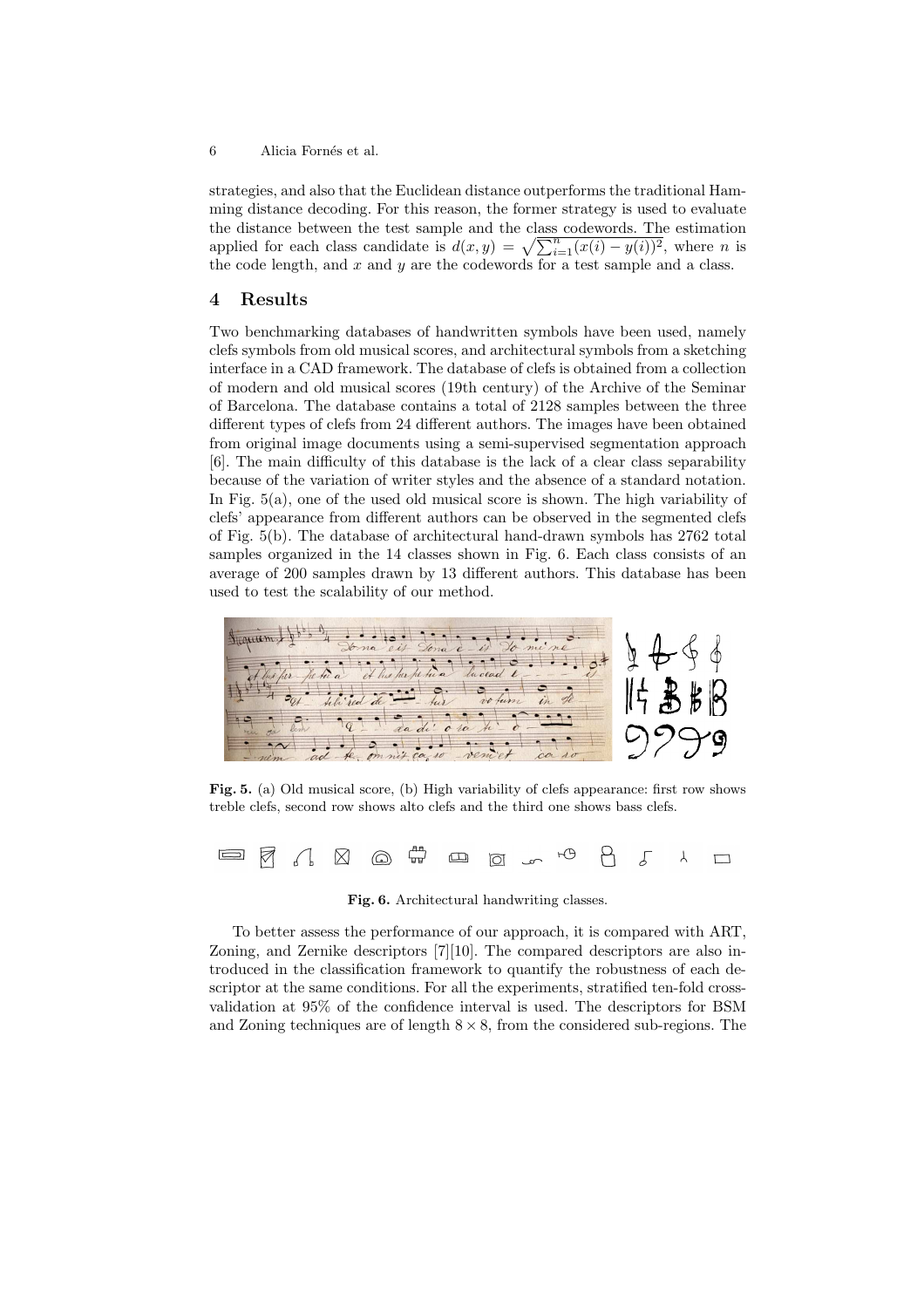strategies, and also that the Euclidean distance outperforms the traditional Hamming distance decoding. For this reason, the former strategy is used to evaluate the distance between the test sample and the class codewords. The estimation applied for each class candidate is $d(x, y) = \sqrt{\sum_{i=1}^{n}(x(i) - y(i))^2}$, where $n$ is the code length, and $x$ and $y$ are the codewords for a test sample and a class.

## 4 Results

Two benchmarking databases of handwritten symbols have been used, namely clefs symbols from old musical scores, and architectural symbols from a sketching interface in a CAD framework. The database of clefs is obtained from a collection of modern and old musical scores (19th century) of the Archive of the Seminar of Barcelona. The database contains a total of 2128 samples between the three different types of clefs from 24 different authors. The images have been obtained from original image documents using a semi-supervised segmentation approach [6]. The main difficulty of this database is the lack of a clear class separability because of the variation of writer styles and the absence of a standard notation. In Fig. 5(a), one of the used old musical score is shown. The high variability of clefs' appearance from different authors can be observed in the segmented clefs of Fig. 5(b). The database of architectural hand-drawn symbols has 2762 total samples organized in the 14 classes shown in Fig. 6. Each class consists of an average of 200 samples drawn by 13 different authors. This database has been used to test the scalability of our method.

**Fig. 5.** (a) Old musical score, (b) High variability of clefs appearance: first row shows treble clefs, second row shows alto clefs and the third one shows bass clefs.

**Fig. 6.** Architectural handwriting classes.

To better assess the performance of our approach, it is compared with ART, Zoning, and Zernike descriptors [7][10]. The compared descriptors are also introduced in the classification framework to quantify the robustness of each descriptor at the same conditions. For all the experiments, stratified ten-fold cross-validation at 95% of the confidence interval is used. The descriptors for BSM and Zoning techniques are of length $8 \times 8$, from the considered sub-regions. The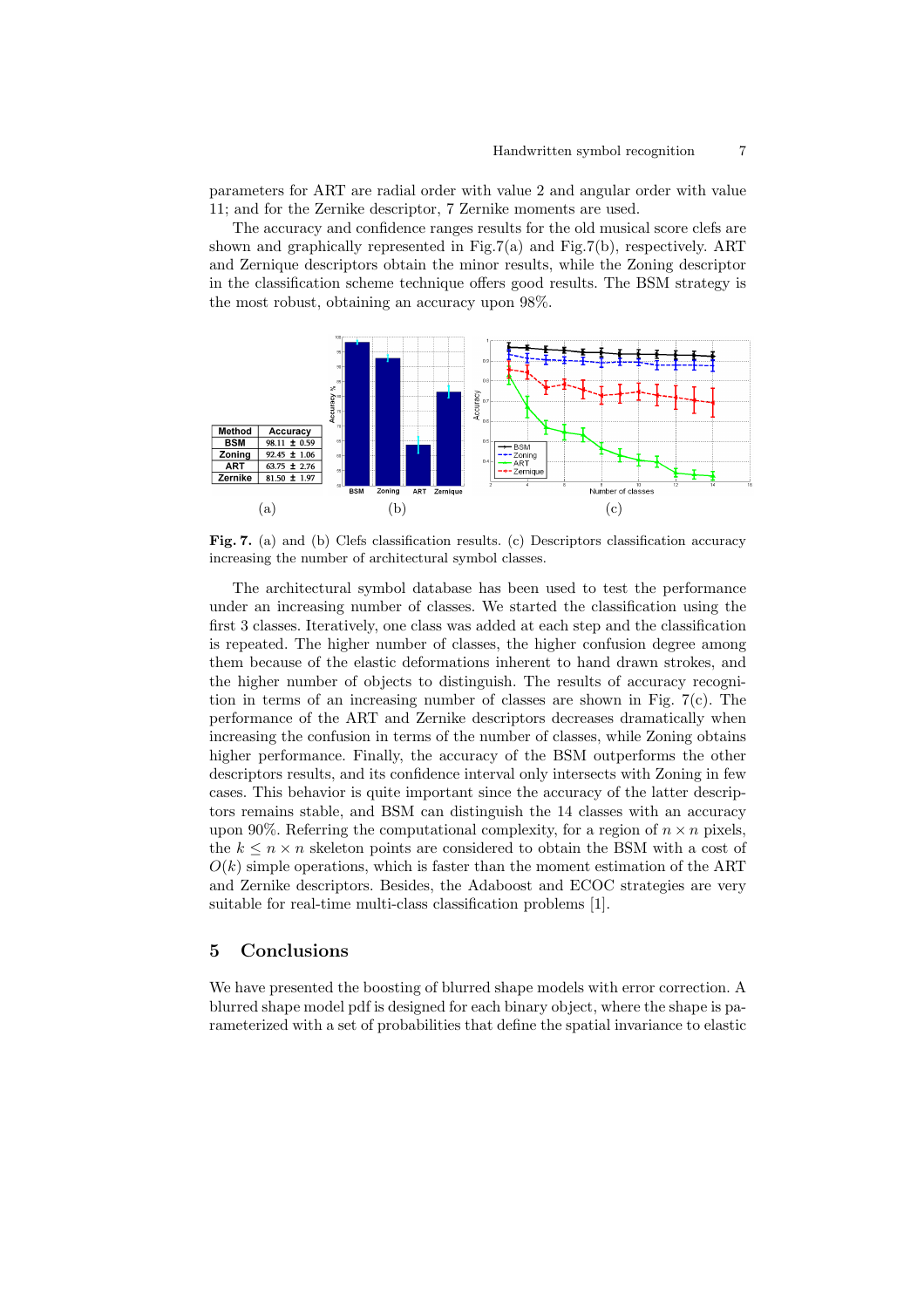parameters for ART are radial order with value 2 and angular order with value 11; and for the Zernike descriptor, 7 Zernike moments are used.

The accuracy and confidence ranges results for the old musical score clefs are shown and graphically represented in Fig.7(a) and Fig.7(b), respectively. ART and Zernique descriptors obtain the minor results, while the Zoning descriptor in the classification scheme technique offers good results. The BSM strategy is the most robust, obtaining an accuracy upon 98%.

| Method | Accuracy |
|---|---|
| BSM | 98.11 ± 0.59 |
| Zoning | 92.45 ± 1.06 |
| ART | 63.75 ± 2.76 |
| Zernike | 81.50 ± 1.97 |

(a) (b) (c)

**Fig. 7.** (a) and (b) Clefs classification results. (c) Descriptors classification accuracy increasing the number of architectural symbol classes.

The architectural symbol database has been used to test the performance under an increasing number of classes. We started the classification using the first 3 classes. Iteratively, one class was added at each step and the classification is repeated. The higher number of classes, the higher confusion degree among them because of the elastic deformations inherent to hand drawn strokes, and the higher number of objects to distinguish. The results of accuracy recognition in terms of an increasing number of classes are shown in Fig. 7(c). The performance of the ART and Zernike descriptors decreases dramatically when increasing the confusion in terms of the number of classes, while Zoning obtains higher performance. Finally, the accuracy of the BSM outperforms the other descriptors results, and its confidence interval only intersects with Zoning in few cases. This behavior is quite important since the accuracy of the latter descriptors remains stable, and BSM can distinguish the 14 classes with an accuracy upon 90%. Referring the computational complexity, for a region of $n \times n$ pixels, the $k \leq n \times n$ skeleton points are considered to obtain the BSM with a cost of $O(k)$ simple operations, which is faster than the moment estimation of the ART and Zernike descriptors. Besides, the Adaboost and ECOC strategies are very suitable for real-time multi-class classification problems [1].

## 5 Conclusions

We have presented the boosting of blurred shape models with error correction. A blurred shape model pdf is designed for each binary object, where the shape is parameterized with a set of probabilities that define the spatial invariance to elastic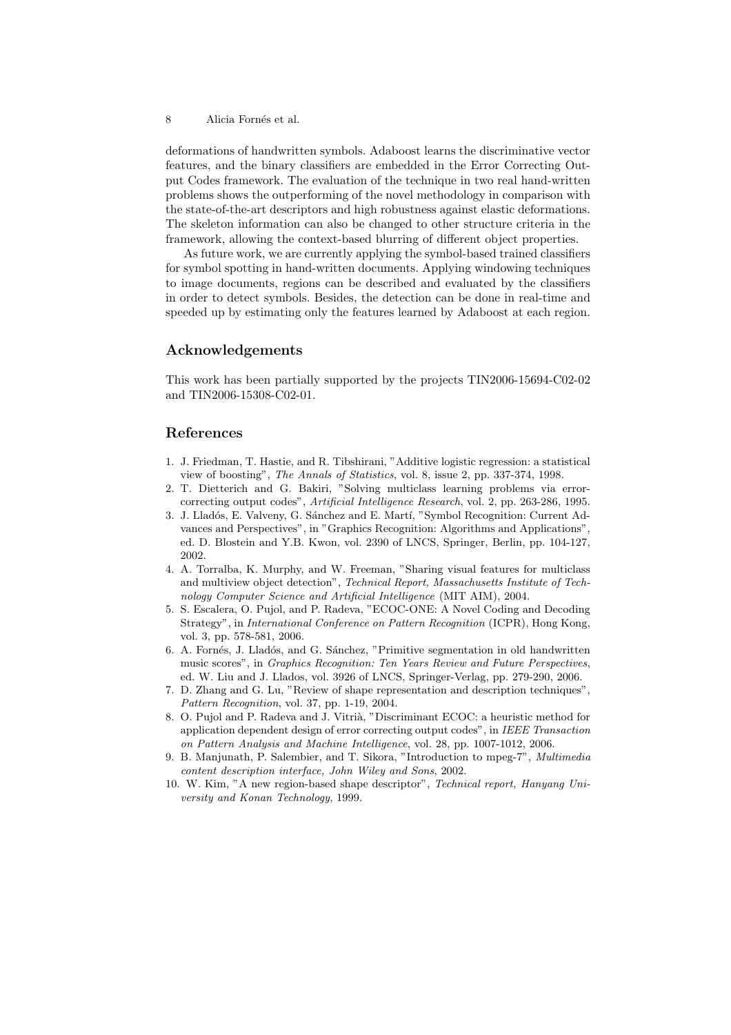deformations of handwritten symbols. Adaboost learns the discriminative vector features, and the binary classifiers are embedded in the Error Correcting Output Codes framework. The evaluation of the technique in two real hand-written problems shows the outperforming of the novel methodology in comparison with the state-of-the-art descriptors and high robustness against elastic deformations. The skeleton information can also be changed to other structure criteria in the framework, allowing the context-based blurring of different object properties.

As future work, we are currently applying the symbol-based trained classifiers for symbol spotting in hand-written documents. Applying windowing techniques to image documents, regions can be described and evaluated by the classifiers in order to detect symbols. Besides, the detection can be done in real-time and speeded up by estimating only the features learned by Adaboost at each region.

## Acknowledgements

This work has been partially supported by the projects TIN2006-15694-C02-02 and TIN2006-15308-C02-01.

## References

1. J. Friedman, T. Hastie, and R. Tibshirani, "Additive logistic regression: a statistical view of boosting", *The Annals of Statistics*, vol. 8, issue 2, pp. 337-374, 1998.
2. T. Dietterich and G. Bakiri, "Solving multiclass learning problems via error-correcting output codes", *Artificial Intelligence Research*, vol. 2, pp. 263-286, 1995.
3. J. Lladós, E. Valveny, G. Sánchez and E. Martí, "Symbol Recognition: Current Advances and Perspectives", in "Graphics Recognition: Algorithms and Applications", ed. D. Blostein and Y.B. Kwon, vol. 2390 of LNCS, Springer, Berlin, pp. 104-127, 2002.
4. A. Torralba, K. Murphy, and W. Freeman, "Sharing visual features for multiclass and multiview object detection", *Technical Report, Massachusetts Institute of Technology Computer Science and Artificial Intelligence* (MIT AIM), 2004.
5. S. Escalera, O. Pujol, and P. Radeva, "ECOC-ONE: A Novel Coding and Decoding Strategy", in *International Conference on Pattern Recognition* (ICPR), Hong Kong, vol. 3, pp. 578-581, 2006.
6. A. Fornés, J. Lladós, and G. Sánchez, "Primitive segmentation in old handwritten music scores", in *Graphics Recognition: Ten Years Review and Future Perspectives*, ed. W. Liu and J. Llados, vol. 3926 of LNCS, Springer-Verlag, pp. 279-290, 2006.
7. D. Zhang and G. Lu, "Review of shape representation and description techniques", *Pattern Recognition*, vol. 37, pp. 1-19, 2004.
8. O. Pujol and P. Radeva and J. Vitrià, "Discriminant ECOC: a heuristic method for application dependent design of error correcting output codes", in *IEEE Transaction on Pattern Analysis and Machine Intelligence*, vol. 28, pp. 1007-1012, 2006.
9. B. Manjunath, P. Salembier, and T. Sikora, "Introduction to mpeg-7", *Multimedia content description interface, John Wiley and Sons*, 2002.
10. W. Kim, "A new region-based shape descriptor", *Technical report, Hanyang University and Konan Technology*, 1999.